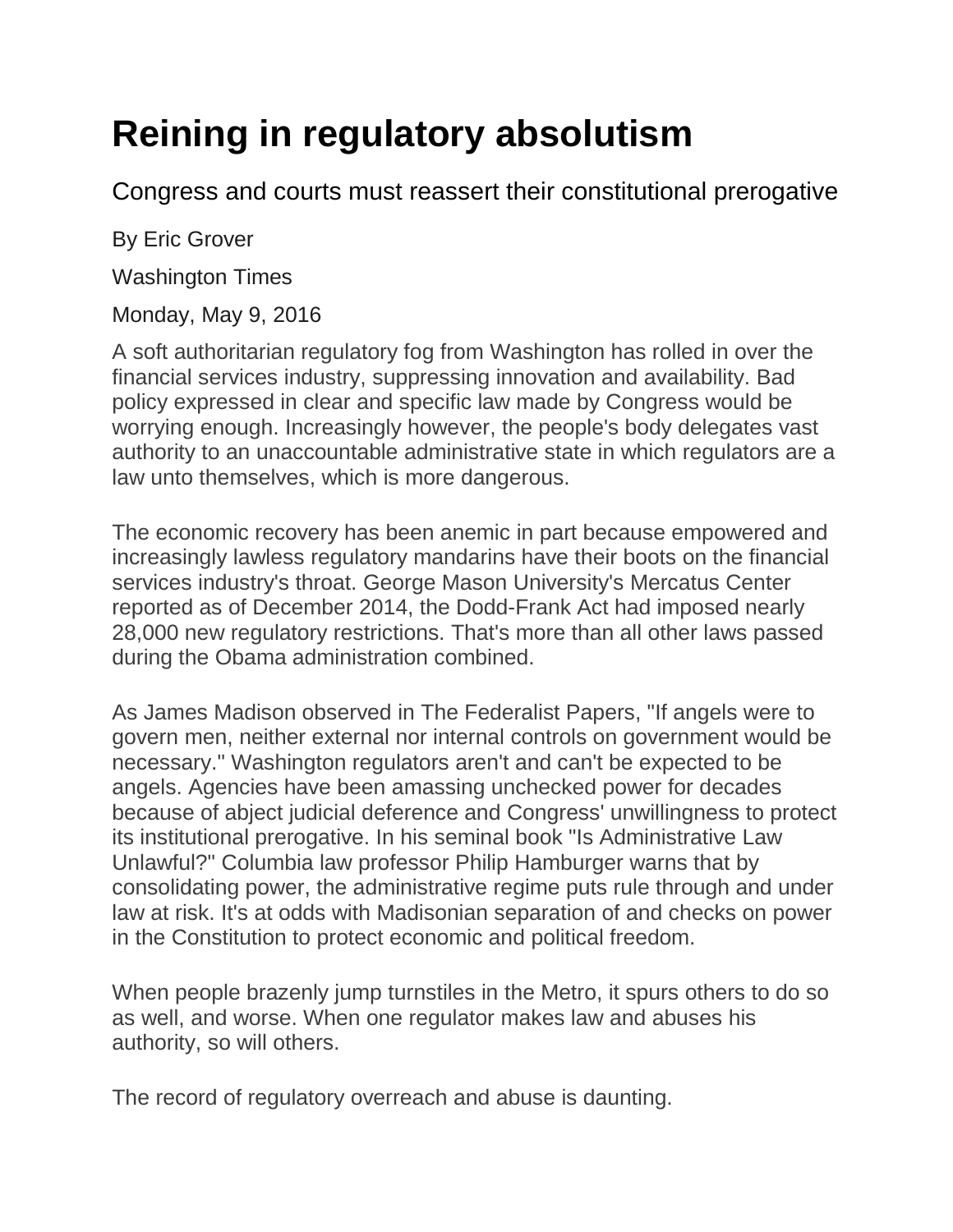# Reining in regulatory absolutism

## Congress and courts must reassert their constitutional prerogative

By Eric Grover

Washington Times

Monday, May 9, 2016

A soft authoritarian regulatory fog from Washington has rolled in over the financial services industry, suppressing innovation and availability. Bad policy expressed in clear and specific law made by Congress would be worrying enough. Increasingly however, the people's body delegates vast authority to an unaccountable administrative state in which regulators are a law unto themselves, which is more dangerous.

The economic recovery has been anemic in part because empowered and increasingly lawless regulatory mandarins have their boots on the financial services industry's throat. George Mason University's Mercatus Center reported as of December 2014, the Dodd-Frank Act had imposed nearly 28,000 new regulatory restrictions. That's more than all other laws passed during the Obama administration combined.

As James Madison observed in The Federalist Papers, "If angels were to govern men, neither external nor internal controls on government would be necessary." Washington regulators aren't and can't be expected to be angels. Agencies have been amassing unchecked power for decades because of abject judicial deference and Congress' unwillingness to protect its institutional prerogative. In his seminal book "Is Administrative Law Unlawful?" Columbia law professor Philip Hamburger warns that by consolidating power, the administrative regime puts rule through and under law at risk. It's at odds with Madisonian separation of and checks on power in the Constitution to protect economic and political freedom.

When people brazenly jump turnstiles in the Metro, it spurs others to do so as well, and worse. When one regulator makes law and abuses his authority, so will others.

The record of regulatory overreach and abuse is daunting.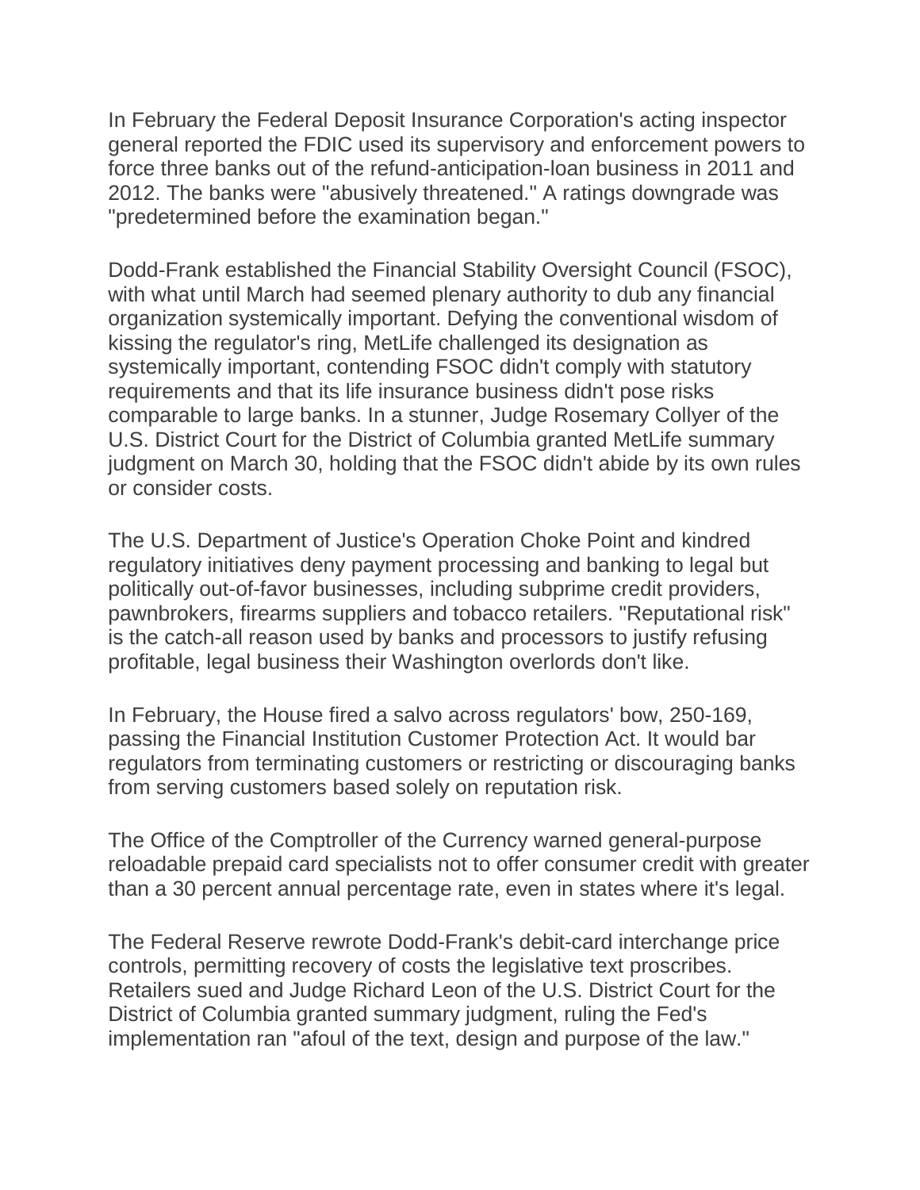In February the Federal Deposit Insurance Corporation's acting inspector general reported the FDIC used its supervisory and enforcement powers to force three banks out of the refund-anticipation-loan business in 2011 and 2012. The banks were "abusively threatened." A ratings downgrade was "predetermined before the examination began."

Dodd-Frank established the Financial Stability Oversight Council (FSOC), with what until March had seemed plenary authority to dub any financial organization systemically important. Defying the conventional wisdom of kissing the regulator's ring, MetLife challenged its designation as systemically important, contending FSOC didn't comply with statutory requirements and that its life insurance business didn't pose risks comparable to large banks. In a stunner, Judge Rosemary Collyer of the U.S. District Court for the District of Columbia granted MetLife summary judgment on March 30, holding that the FSOC didn't abide by its own rules or consider costs.

The U.S. Department of Justice's Operation Choke Point and kindred regulatory initiatives deny payment processing and banking to legal but politically out-of-favor businesses, including subprime credit providers, pawnbrokers, firearms suppliers and tobacco retailers. "Reputational risk" is the catch-all reason used by banks and processors to justify refusing profitable, legal business their Washington overlords don't like.

In February, the House fired a salvo across regulators' bow, 250-169, passing the Financial Institution Customer Protection Act. It would bar regulators from terminating customers or restricting or discouraging banks from serving customers based solely on reputation risk.

The Office of the Comptroller of the Currency warned general-purpose reloadable prepaid card specialists not to offer consumer credit with greater than a 30 percent annual percentage rate, even in states where it's legal.

The Federal Reserve rewrote Dodd-Frank's debit-card interchange price controls, permitting recovery of costs the legislative text proscribes. Retailers sued and Judge Richard Leon of the U.S. District Court for the District of Columbia granted summary judgment, ruling the Fed's implementation ran "afoul of the text, design and purpose of the law."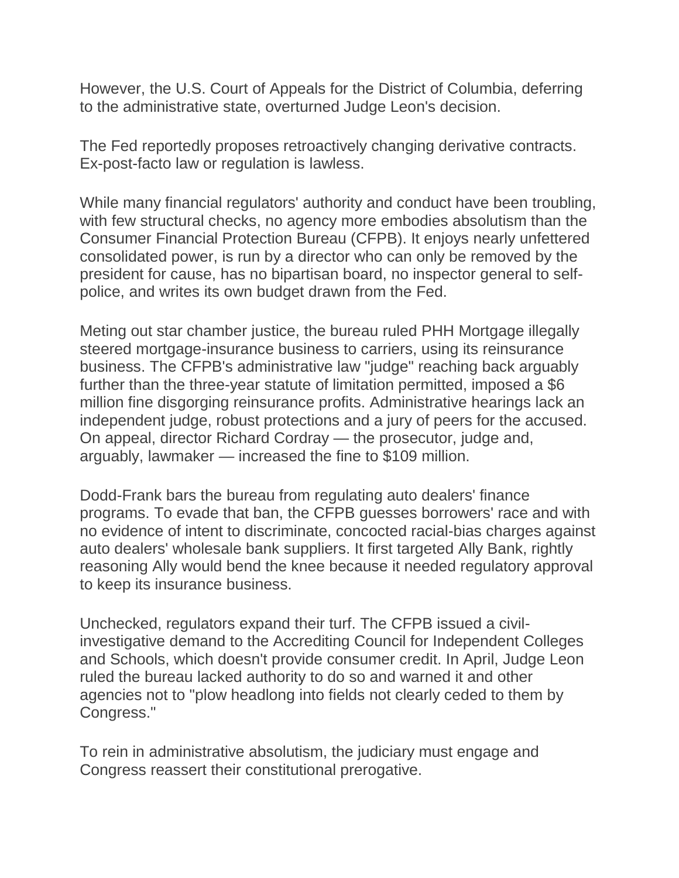However, the U.S. Court of Appeals for the District of Columbia, deferring to the administrative state, overturned Judge Leon's decision.

The Fed reportedly proposes retroactively changing derivative contracts. Ex-post-facto law or regulation is lawless.

While many financial regulators' authority and conduct have been troubling, with few structural checks, no agency more embodies absolutism than the Consumer Financial Protection Bureau (CFPB). It enjoys nearly unfettered consolidated power, is run by a director who can only be removed by the president for cause, has no bipartisan board, no inspector general to self-police, and writes its own budget drawn from the Fed.

Meting out star chamber justice, the bureau ruled PHH Mortgage illegally steered mortgage-insurance business to carriers, using its reinsurance business. The CFPB's administrative law "judge" reaching back arguably further than the three-year statute of limitation permitted, imposed a $6 million fine disgorging reinsurance profits. Administrative hearings lack an independent judge, robust protections and a jury of peers for the accused. On appeal, director Richard Cordray — the prosecutor, judge and, arguably, lawmaker — increased the fine to $109 million.

Dodd-Frank bars the bureau from regulating auto dealers' finance programs. To evade that ban, the CFPB guesses borrowers' race and with no evidence of intent to discriminate, concocted racial-bias charges against auto dealers' wholesale bank suppliers. It first targeted Ally Bank, rightly reasoning Ally would bend the knee because it needed regulatory approval to keep its insurance business.

Unchecked, regulators expand their turf. The CFPB issued a civil-investigative demand to the Accrediting Council for Independent Colleges and Schools, which doesn't provide consumer credit. In April, Judge Leon ruled the bureau lacked authority to do so and warned it and other agencies not to "plow headlong into fields not clearly ceded to them by Congress."

To rein in administrative absolutism, the judiciary must engage and Congress reassert their constitutional prerogative.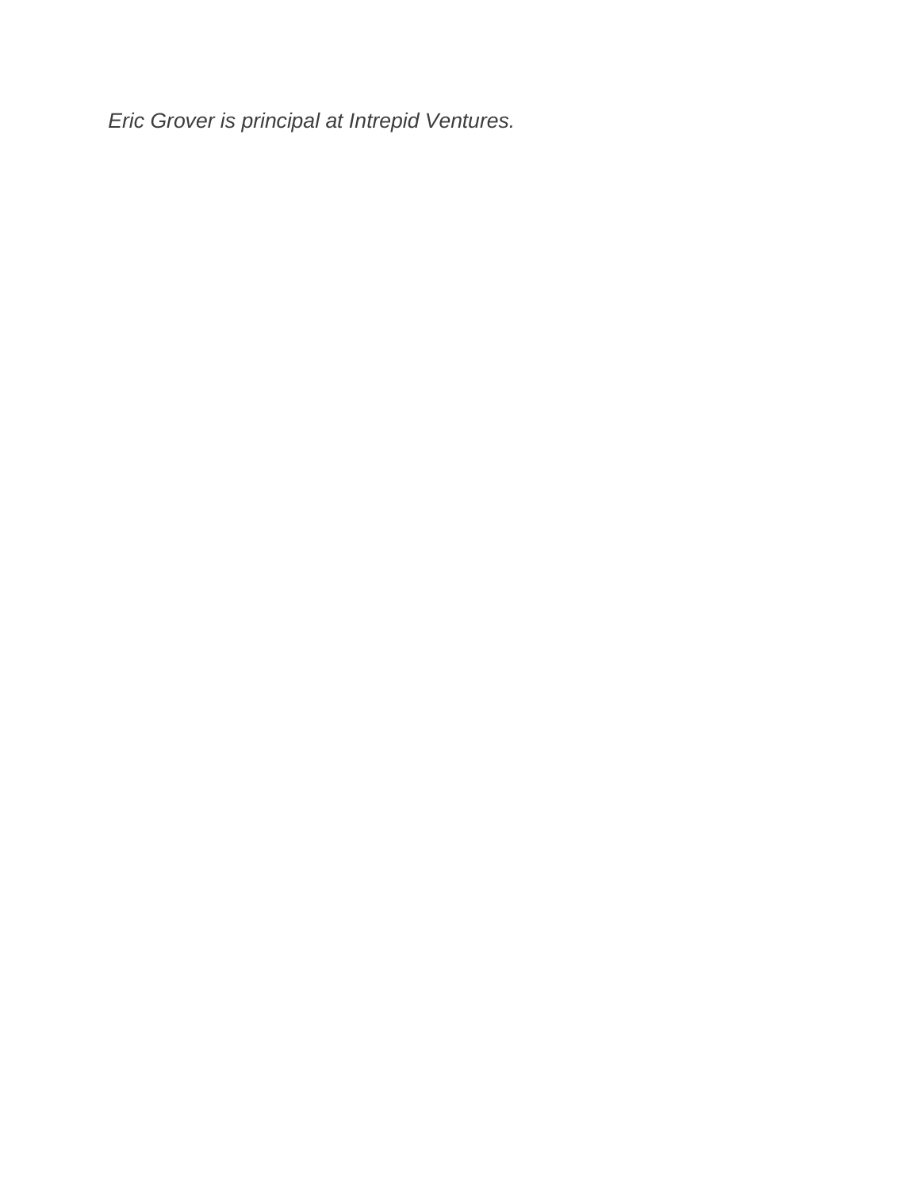*Eric Grover is principal at Intrepid Ventures.*